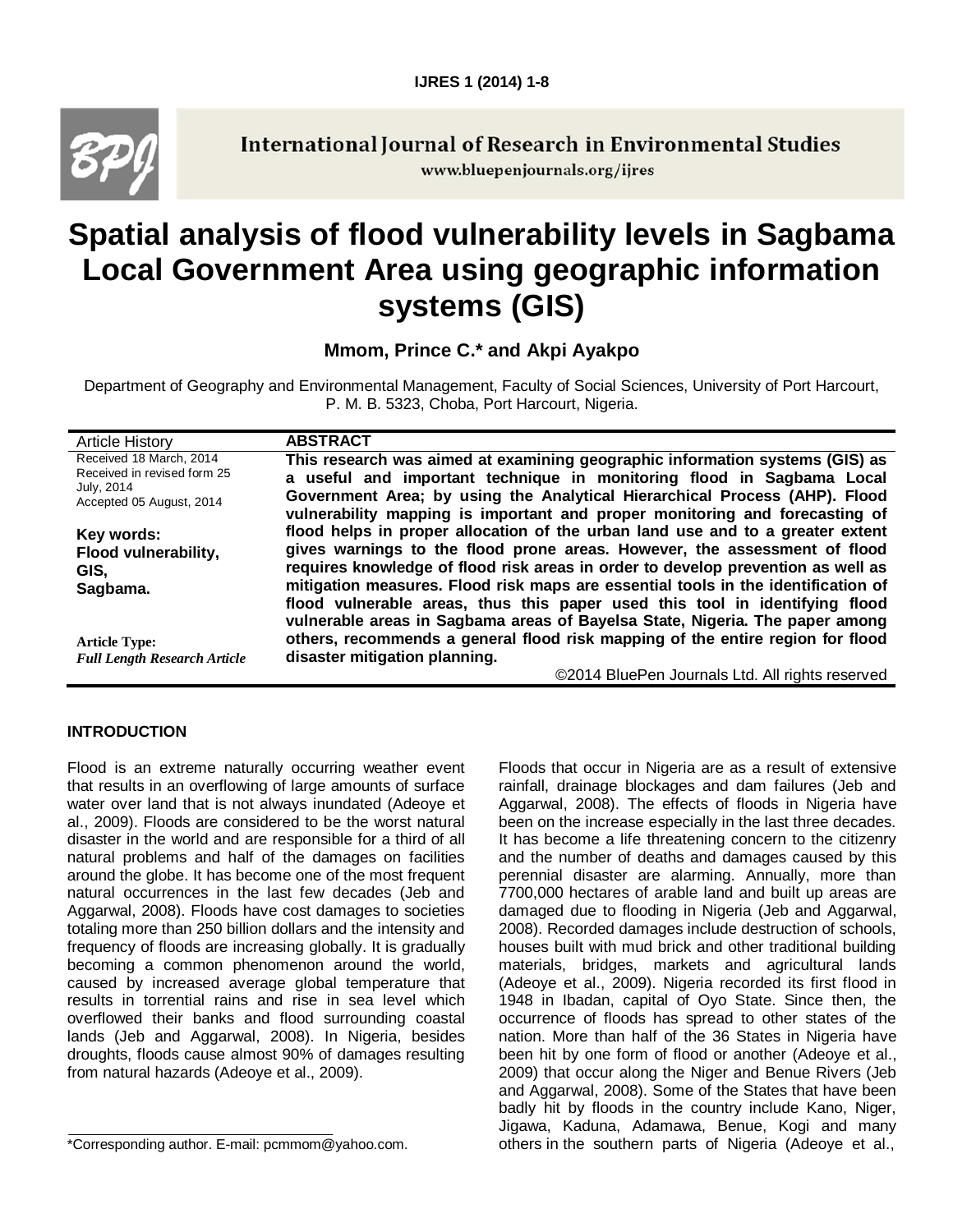International Journal of Research in Environmental Studies
www.bluepenjournals.org/ijres

# Spatial analysis of flood vulnerability levels in Sagbama Local Government Area using geographic information systems (GIS)

**Mmom, Prince C.* and Akpi Ayakpo**

Department of Geography and Environmental Management, Faculty of Social Sciences, University of Port Harcourt, P. M. B. 5323, Choba, Port Harcourt, Nigeria.

| Article History | ABSTRACT |
|---|---|
| Received 18 March, 2014<br>Received in revised form 25 July, 2014<br>Accepted 05 August, 2014<br><br>**Key words:**<br>**Flood vulnerability,**<br>**GIS,**<br>**Sagbama.**<br><br>**Article Type:**<br>***Full Length Research Article*** | **This research was aimed at examining geographic information systems (GIS) as a useful and important technique in monitoring flood in Sagbama Local Government Area; by using the Analytical Hierarchical Process (AHP). Flood vulnerability mapping is important and proper monitoring and forecasting of flood helps in proper allocation of the urban land use and to a greater extent gives warnings to the flood prone areas. However, the assessment of flood requires knowledge of flood risk areas in order to develop prevention as well as mitigation measures. Flood risk maps are essential tools in the identification of flood vulnerable areas, thus this paper used this tool in identifying flood vulnerable areas in Sagbama areas of Bayelsa State, Nigeria. The paper among others, recommends a general flood risk mapping of the entire region for flood disaster mitigation planning.**<br><br>©2014 BluePen Journals Ltd. All rights reserved |

## INTRODUCTION

Flood is an extreme naturally occurring weather event that results in an overflowing of large amounts of surface water over land that is not always inundated (Adeoye et al., 2009). Floods are considered to be the worst natural disaster in the world and are responsible for a third of all natural problems and half of the damages on facilities around the globe. It has become one of the most frequent natural occurrences in the last few decades (Jeb and Aggarwal, 2008). Floods have cost damages to societies totaling more than 250 billion dollars and the intensity and frequency of floods are increasing globally. It is gradually becoming a common phenomenon around the world, caused by increased average global temperature that results in torrential rains and rise in sea level which overflowed their banks and flood surrounding coastal lands (Jeb and Aggarwal, 2008). In Nigeria, besides droughts, floods cause almost 90% of damages resulting from natural hazards (Adeoye et al., 2009).

Floods that occur in Nigeria are as a result of extensive rainfall, drainage blockages and dam failures (Jeb and Aggarwal, 2008). The effects of floods in Nigeria have been on the increase especially in the last three decades. It has become a life threatening concern to the citizenry and the number of deaths and damages caused by this perennial disaster are alarming. Annually, more than 7700,000 hectares of arable land and built up areas are damaged due to flooding in Nigeria (Jeb and Aggarwal, 2008). Recorded damages include destruction of schools, houses built with mud brick and other traditional building materials, bridges, markets and agricultural lands (Adeoye et al., 2009). Nigeria recorded its first flood in 1948 in Ibadan, capital of Oyo State. Since then, the occurrence of floods has spread to other states of the nation. More than half of the 36 States in Nigeria have been hit by one form of flood or another (Adeoye et al., 2009) that occur along the Niger and Benue Rivers (Jeb and Aggarwal, 2008). Some of the States that have been badly hit by floods in the country include Kano, Niger, Jigawa, Kaduna, Adamawa, Benue, Kogi and many others in the southern parts of Nigeria (Adeoye et al.,

*Corresponding author. E-mail: pcmmom@yahoo.com.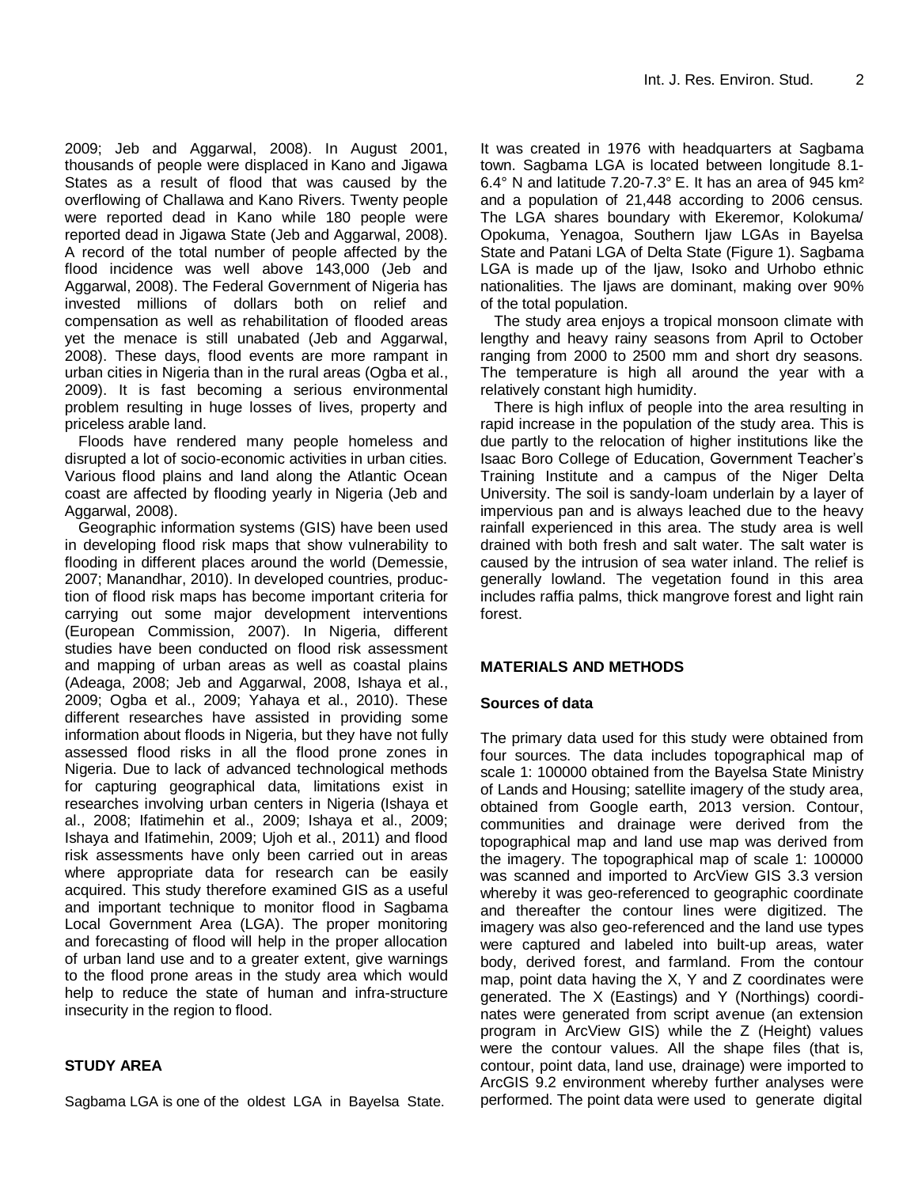2009; Jeb and Aggarwal, 2008). In August 2001, thousands of people were displaced in Kano and Jigawa States as a result of flood that was caused by the overflowing of Challawa and Kano Rivers. Twenty people were reported dead in Kano while 180 people were reported dead in Jigawa State (Jeb and Aggarwal, 2008). A record of the total number of people affected by the flood incidence was well above 143,000 (Jeb and Aggarwal, 2008). The Federal Government of Nigeria has invested millions of dollars both on relief and compensation as well as rehabilitation of flooded areas yet the menace is still unabated (Jeb and Aggarwal, 2008). These days, flood events are more rampant in urban cities in Nigeria than in the rural areas (Ogba et al., 2009). It is fast becoming a serious environmental problem resulting in huge losses of lives, property and priceless arable land.

Floods have rendered many people homeless and disrupted a lot of socio-economic activities in urban cities. Various flood plains and land along the Atlantic Ocean coast are affected by flooding yearly in Nigeria (Jeb and Aggarwal, 2008).

Geographic information systems (GIS) have been used in developing flood risk maps that show vulnerability to flooding in different places around the world (Demessie, 2007; Manandhar, 2010). In developed countries, production of flood risk maps has become important criteria for carrying out some major development interventions (European Commission, 2007). In Nigeria, different studies have been conducted on flood risk assessment and mapping of urban areas as well as coastal plains (Adeaga, 2008; Jeb and Aggarwal, 2008, Ishaya et al., 2009; Ogba et al., 2009; Yahaya et al., 2010). These different researches have assisted in providing some information about floods in Nigeria, but they have not fully assessed flood risks in all the flood prone zones in Nigeria. Due to lack of advanced technological methods for capturing geographical data, limitations exist in researches involving urban centers in Nigeria (Ishaya et al., 2008; Ifatimehin et al., 2009; Ishaya et al., 2009; Ishaya and Ifatimehin, 2009; Ujoh et al., 2011) and flood risk assessments have only been carried out in areas where appropriate data for research can be easily acquired. This study therefore examined GIS as a useful and important technique to monitor flood in Sagbama Local Government Area (LGA). The proper monitoring and forecasting of flood will help in the proper allocation of urban land use and to a greater extent, give warnings to the flood prone areas in the study area which would help to reduce the state of human and infra-structure insecurity in the region to flood.

## STUDY AREA

Sagbama LGA is one of the oldest LGA in Bayelsa State. It was created in 1976 with headquarters at Sagbama town. Sagbama LGA is located between longitude 8.1-6.4° N and latitude 7.20-7.3° E. It has an area of 945 km² and a population of 21,448 according to 2006 census. The LGA shares boundary with Ekeremor, Kolokuma/ Opokuma, Yenagoa, Southern Ijaw LGAs in Bayelsa State and Patani LGA of Delta State (Figure 1). Sagbama LGA is made up of the Ijaw, Isoko and Urhobo ethnic nationalities. The Ijaws are dominant, making over 90% of the total population.

The study area enjoys a tropical monsoon climate with lengthy and heavy rainy seasons from April to October ranging from 2000 to 2500 mm and short dry seasons. The temperature is high all around the year with a relatively constant high humidity.

There is high influx of people into the area resulting in rapid increase in the population of the study area. This is due partly to the relocation of higher institutions like the Isaac Boro College of Education, Government Teacher's Training Institute and a campus of the Niger Delta University. The soil is sandy-loam underlain by a layer of impervious pan and is always leached due to the heavy rainfall experienced in this area. The study area is well drained with both fresh and salt water. The salt water is caused by the intrusion of sea water inland. The relief is generally lowland. The vegetation found in this area includes raffia palms, thick mangrove forest and light rain forest.

## MATERIALS AND METHODS

### Sources of data

The primary data used for this study were obtained from four sources. The data includes topographical map of scale 1: 100000 obtained from the Bayelsa State Ministry of Lands and Housing; satellite imagery of the study area, obtained from Google earth, 2013 version. Contour, communities and drainage were derived from the topographical map and land use map was derived from the imagery. The topographical map of scale 1: 100000 was scanned and imported to ArcView GIS 3.3 version whereby it was geo-referenced to geographic coordinate and thereafter the contour lines were digitized. The imagery was also geo-referenced and the land use types were captured and labeled into built-up areas, water body, derived forest, and farmland. From the contour map, point data having the X, Y and Z coordinates were generated. The X (Eastings) and Y (Northings) coordinates were generated from script avenue (an extension program in ArcView GIS) while the Z (Height) values were the contour values. All the shape files (that is, contour, point data, land use, drainage) were imported to ArcGIS 9.2 environment whereby further analyses were performed. The point data were used to generate digital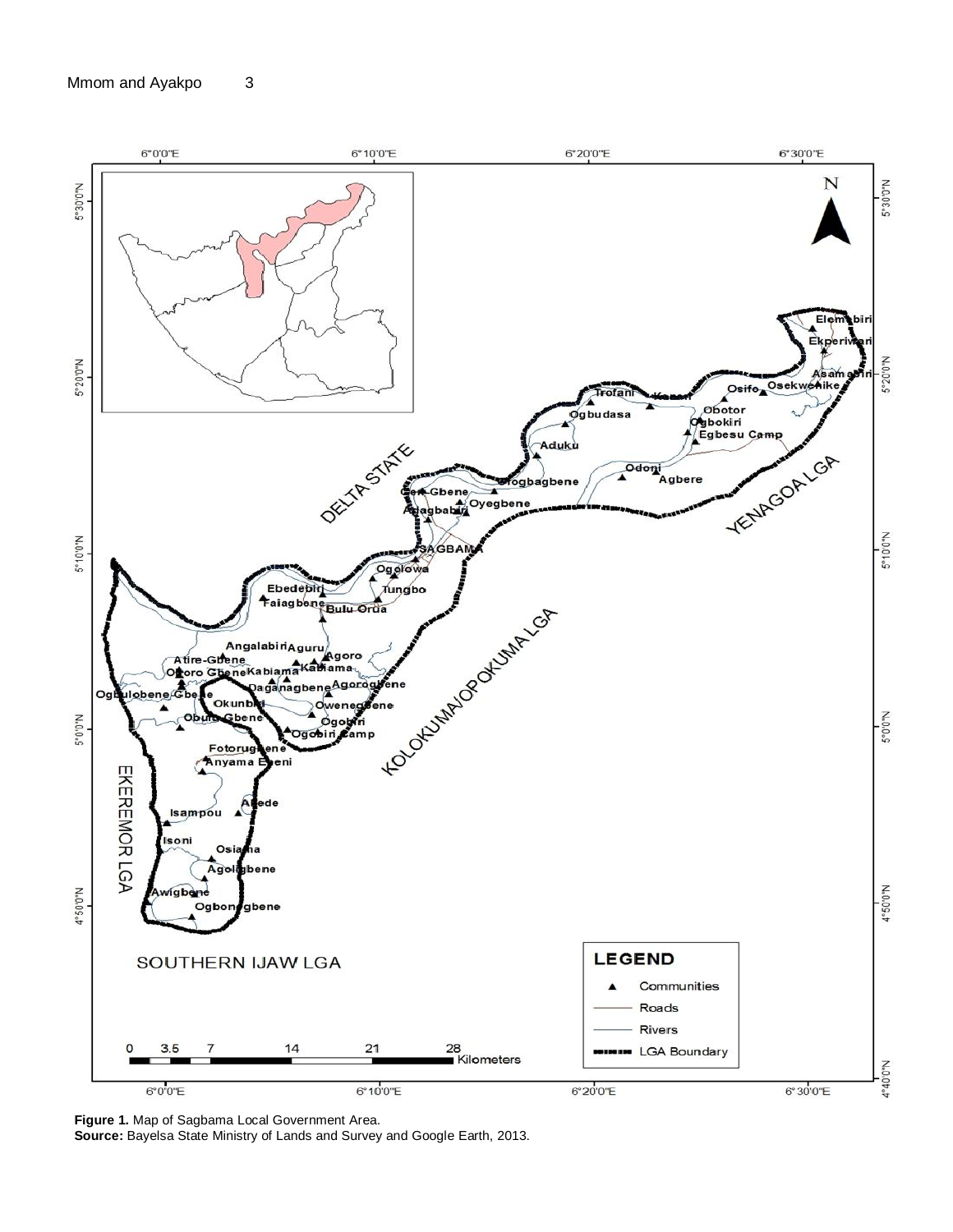**Figure 1.** Map of Sagbama Local Government Area.
**Source:** Bayelsa State Ministry of Lands and Survey and Google Earth, 2013.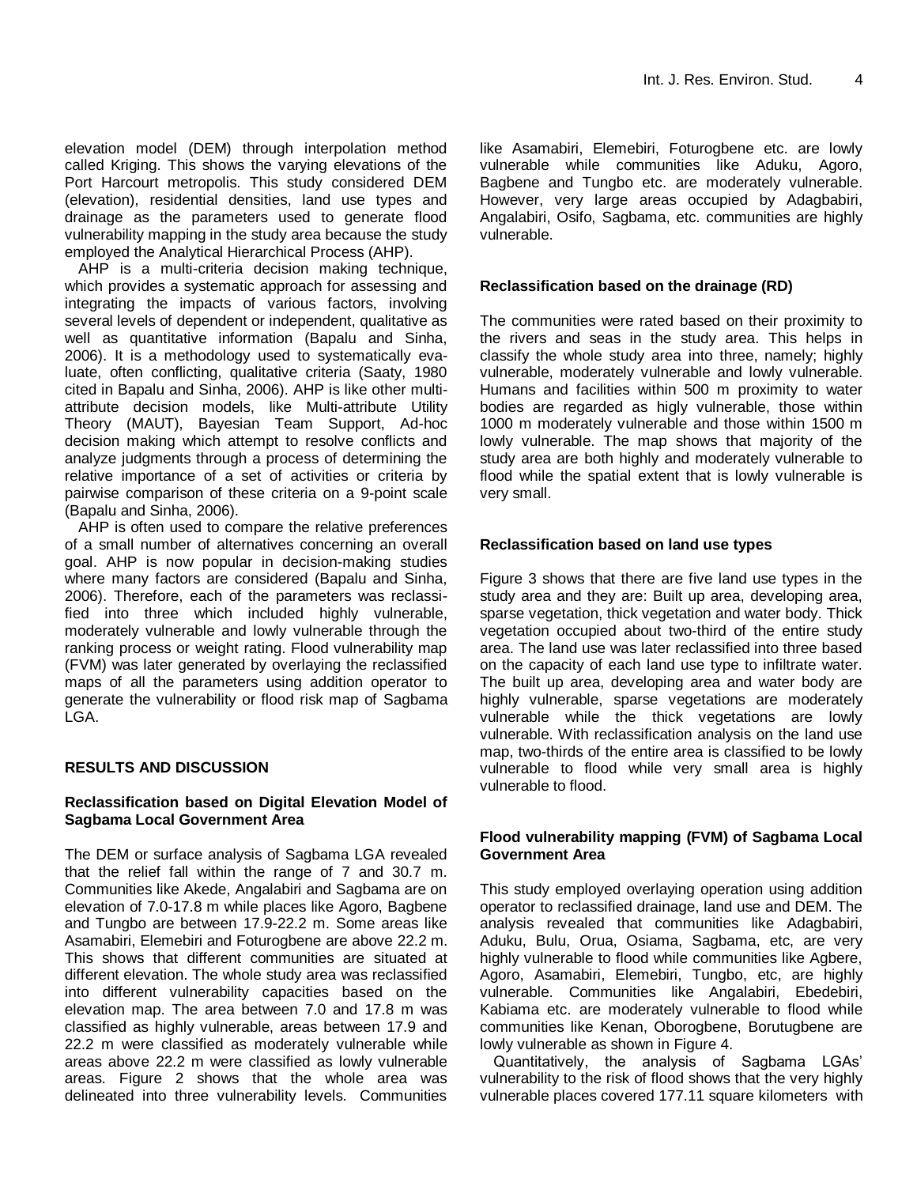elevation model (DEM) through interpolation method called Kriging. This shows the varying elevations of the Port Harcourt metropolis. This study considered DEM (elevation), residential densities, land use types and drainage as the parameters used to generate flood vulnerability mapping in the study area because the study employed the Analytical Hierarchical Process (AHP).

AHP is a multi-criteria decision making technique, which provides a systematic approach for assessing and integrating the impacts of various factors, involving several levels of dependent or independent, qualitative as well as quantitative information (Bapalu and Sinha, 2006). It is a methodology used to systematically evaluate, often conflicting, qualitative criteria (Saaty, 1980 cited in Bapalu and Sinha, 2006). AHP is like other multi-attribute decision models, like Multi-attribute Utility Theory (MAUT), Bayesian Team Support, Ad-hoc decision making which attempt to resolve conflicts and analyze judgments through a process of determining the relative importance of a set of activities or criteria by pairwise comparison of these criteria on a 9-point scale (Bapalu and Sinha, 2006).

AHP is often used to compare the relative preferences of a small number of alternatives concerning an overall goal. AHP is now popular in decision-making studies where many factors are considered (Bapalu and Sinha, 2006). Therefore, each of the parameters was reclassified into three which included highly vulnerable, moderately vulnerable and lowly vulnerable through the ranking process or weight rating. Flood vulnerability map (FVM) was later generated by overlaying the reclassified maps of all the parameters using addition operator to generate the vulnerability or flood risk map of Sagbama LGA.

## RESULTS AND DISCUSSION

### Reclassification based on Digital Elevation Model of Sagbama Local Government Area

The DEM or surface analysis of Sagbama LGA revealed that the relief fall within the range of 7 and 30.7 m. Communities like Akede, Angalabiri and Sagbama are on elevation of 7.0-17.8 m while places like Agoro, Bagbene and Tungbo are between 17.9-22.2 m. Some areas like Asamabiri, Elemebiri and Foturogbene are above 22.2 m. This shows that different communities are situated at different elevation. The whole study area was reclassified into different vulnerability capacities based on the elevation map. The area between 7.0 and 17.8 m was classified as highly vulnerable, areas between 17.9 and 22.2 m were classified as moderately vulnerable while areas above 22.2 m were classified as lowly vulnerable areas. Figure 2 shows that the whole area was delineated into three vulnerability levels. Communities like Asamabiri, Elemebiri, Foturogbene etc. are lowly vulnerable while communities like Aduku, Agoro, Bagbene and Tungbo etc. are moderately vulnerable. However, very large areas occupied by Adagbabiri, Angalabiri, Osifo, Sagbama, etc. communities are highly vulnerable.

### Reclassification based on the drainage (RD)

The communities were rated based on their proximity to the rivers and seas in the study area. This helps in classify the whole study area into three, namely; highly vulnerable, moderately vulnerable and lowly vulnerable. Humans and facilities within 500 m proximity to water bodies are regarded as higly vulnerable, those within 1000 m moderately vulnerable and those within 1500 m lowly vulnerable. The map shows that majority of the study area are both highly and moderately vulnerable to flood while the spatial extent that is lowly vulnerable is very small.

### Reclassification based on land use types

Figure 3 shows that there are five land use types in the study area and they are: Built up area, developing area, sparse vegetation, thick vegetation and water body. Thick vegetation occupied about two-third of the entire study area. The land use was later reclassified into three based on the capacity of each land use type to infiltrate water. The built up area, developing area and water body are highly vulnerable, sparse vegetations are moderately vulnerable while the thick vegetations are lowly vulnerable. With reclassification analysis on the land use map, two-thirds of the entire area is classified to be lowly vulnerable to flood while very small area is highly vulnerable to flood.

### Flood vulnerability mapping (FVM) of Sagbama Local Government Area

This study employed overlaying operation using addition operator to reclassified drainage, land use and DEM. The analysis revealed that communities like Adagbabiri, Aduku, Bulu, Orua, Osiama, Sagbama, etc, are very highly vulnerable to flood while communities like Agbere, Agoro, Asamabiri, Elemebiri, Tungbo, etc, are highly vulnerable. Communities like Angalabiri, Ebedebiri, Kabiama etc. are moderately vulnerable to flood while communities like Kenan, Oborogbene, Borutugbene are lowly vulnerable as shown in Figure 4.

Quantitatively, the analysis of Sagbama LGAs' vulnerability to the risk of flood shows that the very highly vulnerable places covered 177.11 square kilometers with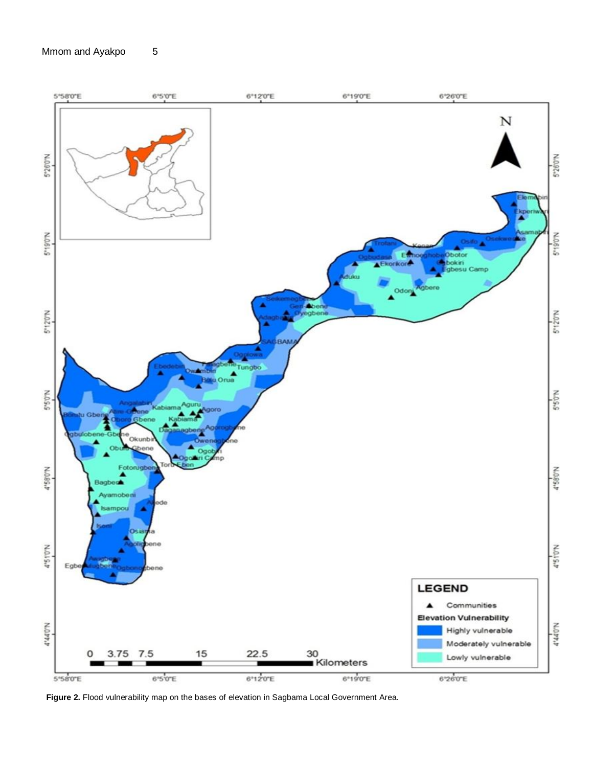**Figure 2.** Flood vulnerability map on the bases of elevation in Sagbama Local Government Area.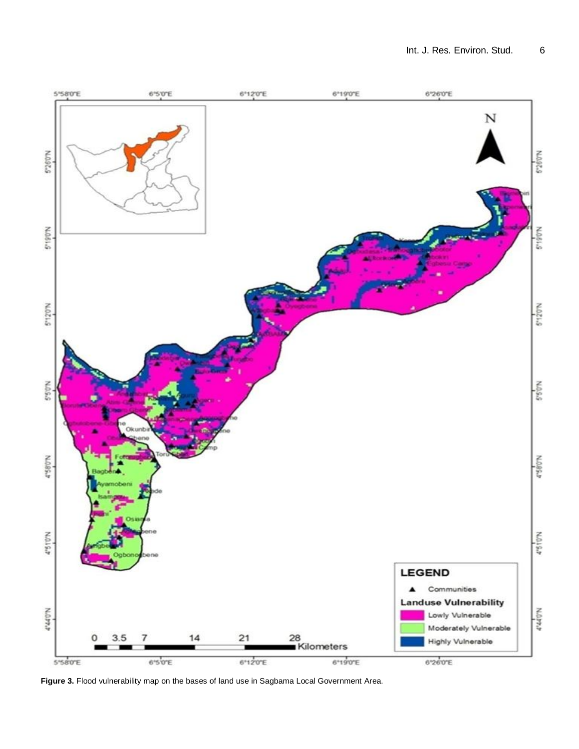**Figure 3.** Flood vulnerability map on the bases of land use in Sagbama Local Government Area.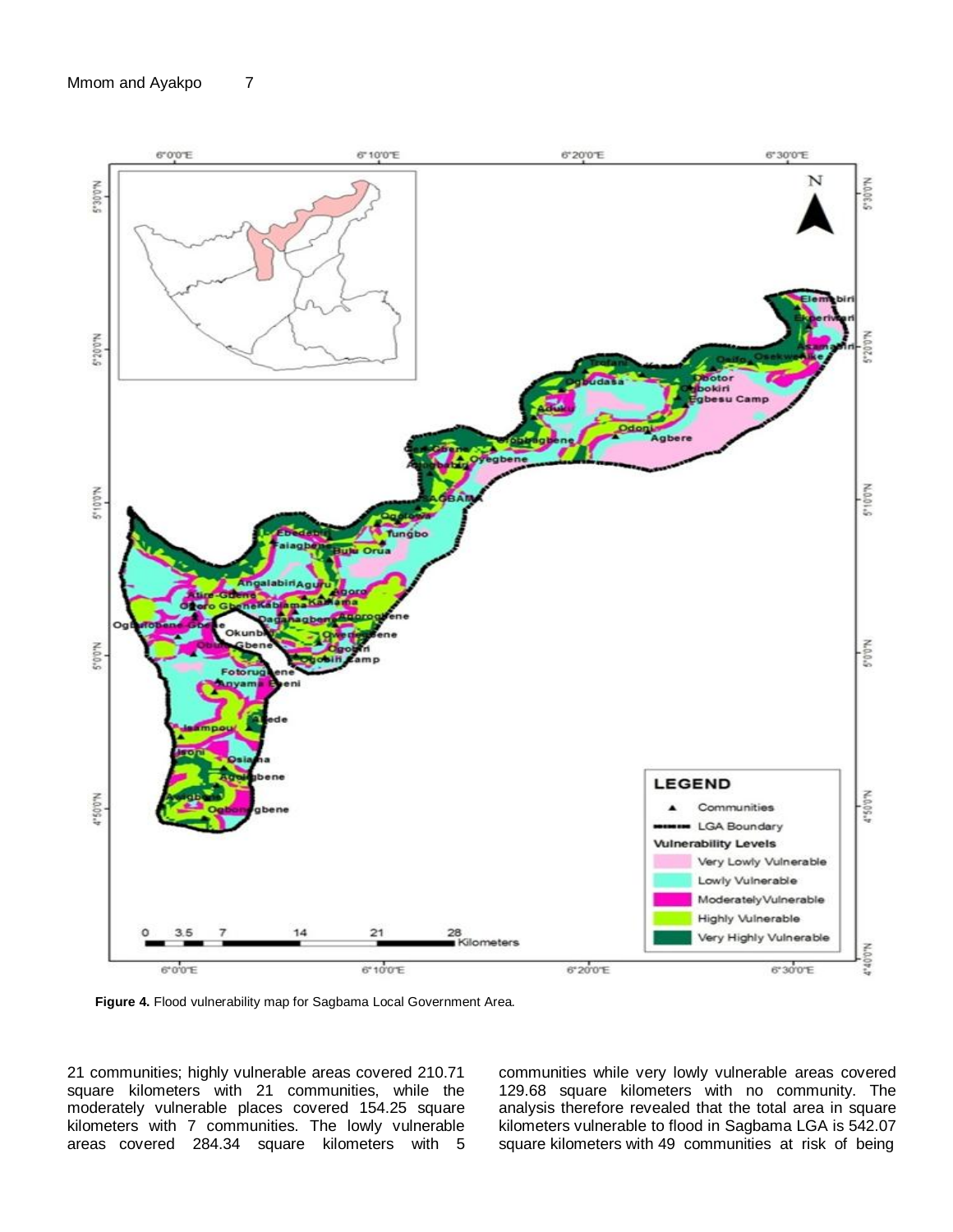**Figure 4.** Flood vulnerability map for Sagbama Local Government Area.

21 communities; highly vulnerable areas covered 210.71 square kilometers with 21 communities, while the moderately vulnerable places covered 154.25 square kilometers with 7 communities. The lowly vulnerable areas covered 284.34 square kilometers with 5 communities while very lowly vulnerable areas covered 129.68 square kilometers with no community. The analysis therefore revealed that the total area in square kilometers vulnerable to flood in Sagbama LGA is 542.07 square kilometers with 49 communities at risk of being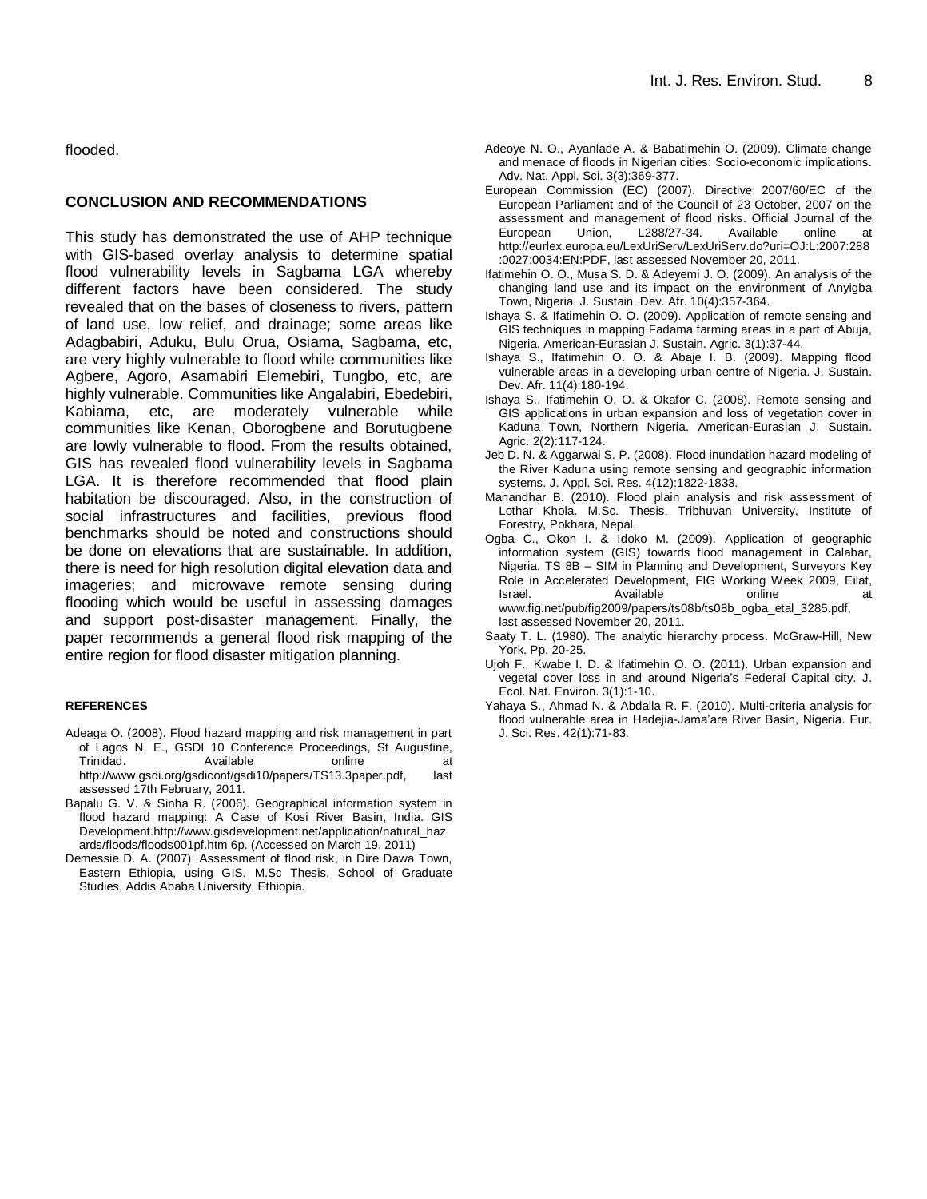flooded.

## CONCLUSION AND RECOMMENDATIONS

This study has demonstrated the use of AHP technique with GIS-based overlay analysis to determine spatial flood vulnerability levels in Sagbama LGA whereby different factors have been considered. The study revealed that on the bases of closeness to rivers, pattern of land use, low relief, and drainage; some areas like Adagbabiri, Aduku, Bulu Orua, Osiama, Sagbama, etc, are very highly vulnerable to flood while communities like Agbere, Agoro, Asamabiri Elemebiri, Tungbo, etc, are highly vulnerable. Communities like Angalabiri, Ebedebiri, Kabiama, etc, are moderately vulnerable while communities like Kenan, Oborogbene and Borutugbene are lowly vulnerable to flood. From the results obtained, GIS has revealed flood vulnerability levels in Sagbama LGA. It is therefore recommended that flood plain habitation be discouraged. Also, in the construction of social infrastructures and facilities, previous flood benchmarks should be noted and constructions should be done on elevations that are sustainable. In addition, there is need for high resolution digital elevation data and imageries; and microwave remote sensing during flooding which would be useful in assessing damages and support post-disaster management. Finally, the paper recommends a general flood risk mapping of the entire region for flood disaster mitigation planning.

### REFERENCES

Adeaga O. (2008). Flood hazard mapping and risk management in part of Lagos N. E., GSDI 10 Conference Proceedings, St Augustine, Trinidad. Available online at http://www.gsdi.org/gsdiconf/gsdi10/papers/TS13.3paper.pdf, last assessed 17th February, 2011.

Bapalu G. V. & Sinha R. (2006). Geographical information system in flood hazard mapping: A Case of Kosi River Basin, India. GIS Development.http://www.gisdevelopment.net/application/natural_hazards/floods/floods001pf.htm 6p. (Accessed on March 19, 2011)

Demessie D. A. (2007). Assessment of flood risk, in Dire Dawa Town, Eastern Ethiopia, using GIS. M.Sc Thesis, School of Graduate Studies, Addis Ababa University, Ethiopia.

Adeoye N. O., Ayanlade A. & Babatimehin O. (2009). Climate change and menace of floods in Nigerian cities: Socio-economic implications. Adv. Nat. Appl. Sci. 3(3):369-377.

European Commission (EC) (2007). Directive 2007/60/EC of the European Parliament and of the Council of 23 October, 2007 on the assessment and management of flood risks. Official Journal of the European Union, L288/27-34. Available online at http://eurlex.europa.eu/LexUriServ/LexUriServ.do?uri=OJ:L:2007:288:0027:0034:EN:PDF, last assessed November 20, 2011.

Ifatimehin O. O., Musa S. D. & Adeyemi J. O. (2009). An analysis of the changing land use and its impact on the environment of Anyigba Town, Nigeria. J. Sustain. Dev. Afr. 10(4):357-364.

Ishaya S. & Ifatimehin O. O. (2009). Application of remote sensing and GIS techniques in mapping Fadama farming areas in a part of Abuja, Nigeria. American-Eurasian J. Sustain. Agric. 3(1):37-44.

Ishaya S., Ifatimehin O. O. & Abaje I. B. (2009). Mapping flood vulnerable areas in a developing urban centre of Nigeria. J. Sustain. Dev. Afr. 11(4):180-194.

Ishaya S., Ifatimehin O. O. & Okafor C. (2008). Remote sensing and GIS applications in urban expansion and loss of vegetation cover in Kaduna Town, Northern Nigeria. American-Eurasian J. Sustain. Agric. 2(2):117-124.

Jeb D. N. & Aggarwal S. P. (2008). Flood inundation hazard modeling of the River Kaduna using remote sensing and geographic information systems. J. Appl. Sci. Res. 4(12):1822-1833.

Manandhar B. (2010). Flood plain analysis and risk assessment of Lothar Khola. M.Sc. Thesis, Tribhuvan University, Institute of Forestry, Pokhara, Nepal.

Ogba C., Okon I. & Idoko M. (2009). Application of geographic information system (GIS) towards flood management in Calabar, Nigeria. TS 8B – SIM in Planning and Development, Surveyors Key Role in Accelerated Development, FIG Working Week 2009, Eilat, Israel. Available online at www.fig.net/pub/fig2009/papers/ts08b/ts08b_ogba_etal_3285.pdf, last assessed November 20, 2011.

Saaty T. L. (1980). The analytic hierarchy process. McGraw-Hill, New York. Pp. 20-25.

Ujoh F., Kwabe I. D. & Ifatimehin O. O. (2011). Urban expansion and vegetal cover loss in and around Nigeria's Federal Capital city. J. Ecol. Nat. Environ. 3(1):1-10.

Yahaya S., Ahmad N. & Abdalla R. F. (2010). Multi-criteria analysis for flood vulnerable area in Hadejia-Jama'are River Basin, Nigeria. Eur. J. Sci. Res. 42(1):71-83.